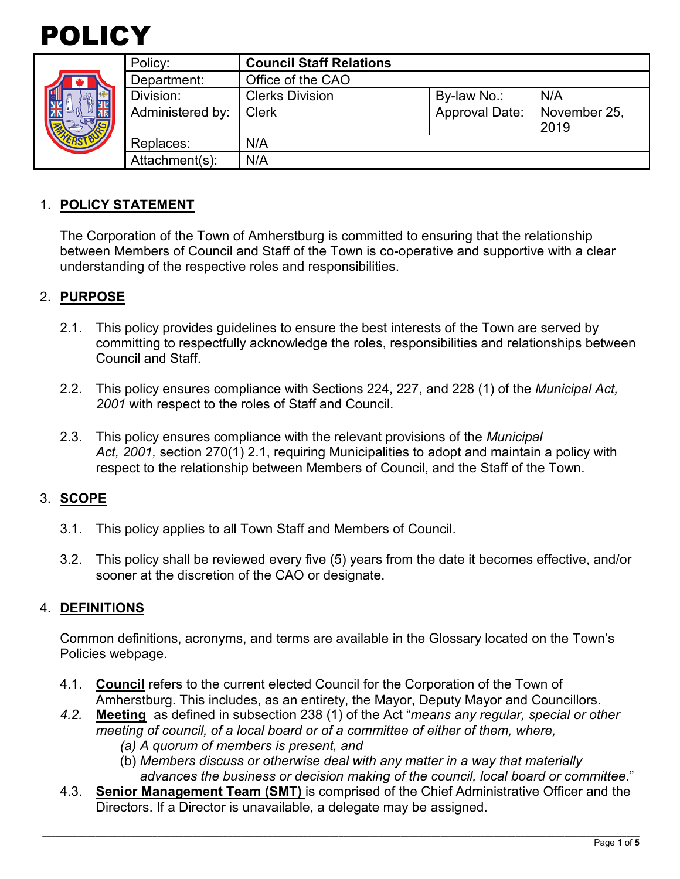# POLICY

| Policy: | **Council Staff Relations** | | |
|---|---|---|---|
| Department: | Office of the CAO | | |
| Division: | Clerks Division | By-law No.: | N/A |
| Administered by: | Clerk | Approval Date: | November 25, 2019 |
| Replaces: | N/A | | |
| Attachment(s): | N/A | | |

## 1. POLICY STATEMENT

The Corporation of the Town of Amherstburg is committed to ensuring that the relationship between Members of Council and Staff of the Town is co-operative and supportive with a clear understanding of the respective roles and responsibilities.

## 2. PURPOSE

2.1. This policy provides guidelines to ensure the best interests of the Town are served by committing to respectfully acknowledge the roles, responsibilities and relationships between Council and Staff.

2.2. This policy ensures compliance with Sections 224, 227, and 228 (1) of the *Municipal Act, 2001* with respect to the roles of Staff and Council.

2.3. This policy ensures compliance with the relevant provisions of the *Municipal Act, 2001,* section 270(1) 2.1, requiring Municipalities to adopt and maintain a policy with respect to the relationship between Members of Council, and the Staff of the Town.

## 3. SCOPE

3.1. This policy applies to all Town Staff and Members of Council.

3.2. This policy shall be reviewed every five (5) years from the date it becomes effective, and/or sooner at the discretion of the CAO or designate.

## 4. DEFINITIONS

Common definitions, acronyms, and terms are available in the Glossary located on the Town's Policies webpage.

4.1. **Council** refers to the current elected Council for the Corporation of the Town of Amherstburg. This includes, as an entirety, the Mayor, Deputy Mayor and Councillors.

*4.2.* **Meeting** as defined in subsection 238 (1) of the Act "*means any regular, special or other meeting of council, of a local board or of a committee of either of them, where,*
   *(a) A quorum of members is present, and*
   (b) *Members discuss or otherwise deal with any matter in a way that materially advances the business or decision making of the council, local board or committee*."

4.3. **Senior Management Team (SMT)** is comprised of the Chief Administrative Officer and the Directors. If a Director is unavailable, a delegate may be assigned.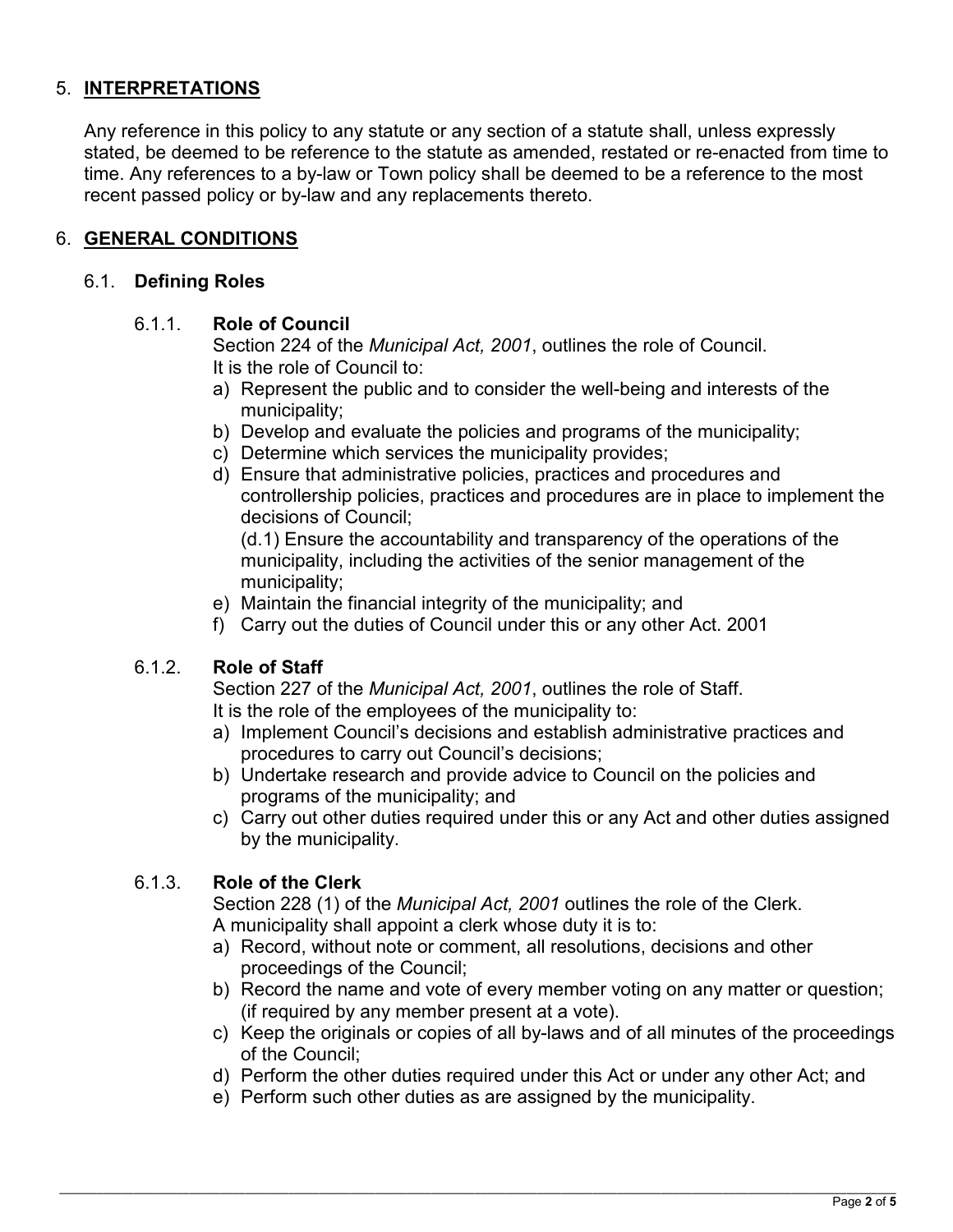## 5. INTERPRETATIONS

Any reference in this policy to any statute or any section of a statute shall, unless expressly stated, be deemed to be reference to the statute as amended, restated or re-enacted from time to time. Any references to a by-law or Town policy shall be deemed to be a reference to the most recent passed policy or by-law and any replacements thereto.

## 6. GENERAL CONDITIONS

### 6.1. Defining Roles

#### 6.1.1. Role of Council

Section 224 of the *Municipal Act, 2001*, outlines the role of Council.
It is the role of Council to:

a) Represent the public and to consider the well-being and interests of the municipality;
b) Develop and evaluate the policies and programs of the municipality;
c) Determine which services the municipality provides;
d) Ensure that administrative policies, practices and procedures and controllership policies, practices and procedures are in place to implement the decisions of Council;
(d.1) Ensure the accountability and transparency of the operations of the municipality, including the activities of the senior management of the municipality;
e) Maintain the financial integrity of the municipality; and
f) Carry out the duties of Council under this or any other Act. 2001

#### 6.1.2. Role of Staff

Section 227 of the *Municipal Act, 2001*, outlines the role of Staff.
It is the role of the employees of the municipality to:

a) Implement Council's decisions and establish administrative practices and procedures to carry out Council's decisions;
b) Undertake research and provide advice to Council on the policies and programs of the municipality; and
c) Carry out other duties required under this or any Act and other duties assigned by the municipality.

#### 6.1.3. Role of the Clerk

Section 228 (1) of the *Municipal Act, 2001* outlines the role of the Clerk.
A municipality shall appoint a clerk whose duty it is to:

a) Record, without note or comment, all resolutions, decisions and other proceedings of the Council;
b) Record the name and vote of every member voting on any matter or question; (if required by any member present at a vote).
c) Keep the originals or copies of all by-laws and of all minutes of the proceedings of the Council;
d) Perform the other duties required under this Act or under any other Act; and
e) Perform such other duties as are assigned by the municipality.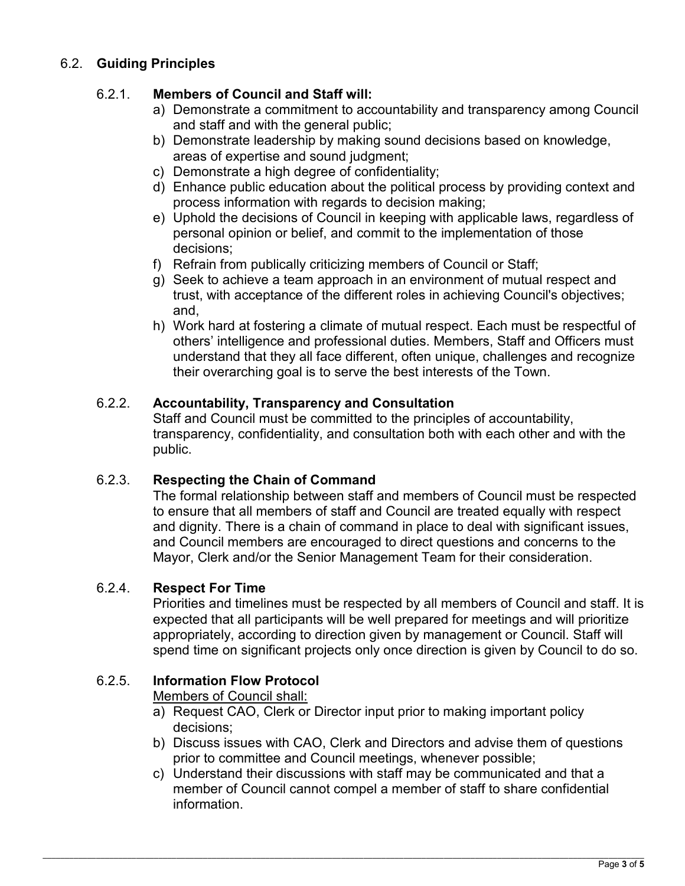## 6.2. Guiding Principles

### 6.2.1. Members of Council and Staff will:

a) Demonstrate a commitment to accountability and transparency among Council and staff and with the general public;
b) Demonstrate leadership by making sound decisions based on knowledge, areas of expertise and sound judgment;
c) Demonstrate a high degree of confidentiality;
d) Enhance public education about the political process by providing context and process information with regards to decision making;
e) Uphold the decisions of Council in keeping with applicable laws, regardless of personal opinion or belief, and commit to the implementation of those decisions;
f) Refrain from publically criticizing members of Council or Staff;
g) Seek to achieve a team approach in an environment of mutual respect and trust, with acceptance of the different roles in achieving Council's objectives; and,
h) Work hard at fostering a climate of mutual respect. Each must be respectful of others' intelligence and professional duties. Members, Staff and Officers must understand that they all face different, often unique, challenges and recognize their overarching goal is to serve the best interests of the Town.

### 6.2.2. Accountability, Transparency and Consultation

Staff and Council must be committed to the principles of accountability, transparency, confidentiality, and consultation both with each other and with the public.

### 6.2.3. Respecting the Chain of Command

The formal relationship between staff and members of Council must be respected to ensure that all members of staff and Council are treated equally with respect and dignity. There is a chain of command in place to deal with significant issues, and Council members are encouraged to direct questions and concerns to the Mayor, Clerk and/or the Senior Management Team for their consideration.

### 6.2.4. Respect For Time

Priorities and timelines must be respected by all members of Council and staff. It is expected that all participants will be well prepared for meetings and will prioritize appropriately, according to direction given by management or Council. Staff will spend time on significant projects only once direction is given by Council to do so.

### 6.2.5. Information Flow Protocol

Members of Council shall:

a) Request CAO, Clerk or Director input prior to making important policy decisions;
b) Discuss issues with CAO, Clerk and Directors and advise them of questions prior to committee and Council meetings, whenever possible;
c) Understand their discussions with staff may be communicated and that a member of Council cannot compel a member of staff to share confidential information.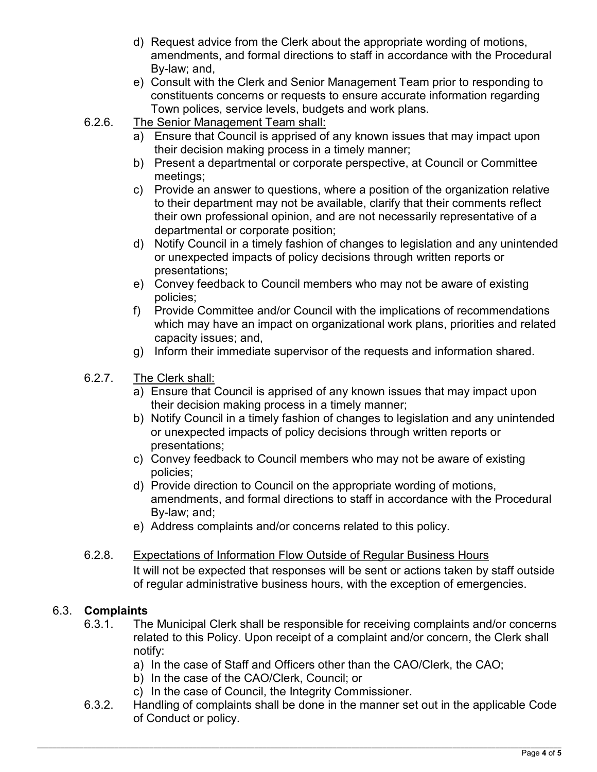d) Request advice from the Clerk about the appropriate wording of motions, amendments, and formal directions to staff in accordance with the Procedural By-law; and,
e) Consult with the Clerk and Senior Management Team prior to responding to constituents concerns or requests to ensure accurate information regarding Town polices, service levels, budgets and work plans.

6.2.6. <u>The Senior Management Team shall:</u>

a) Ensure that Council is apprised of any known issues that may impact upon their decision making process in a timely manner;
b) Present a departmental or corporate perspective, at Council or Committee meetings;
c) Provide an answer to questions, where a position of the organization relative to their department may not be available, clarify that their comments reflect their own professional opinion, and are not necessarily representative of a departmental or corporate position;
d) Notify Council in a timely fashion of changes to legislation and any unintended or unexpected impacts of policy decisions through written reports or presentations;
e) Convey feedback to Council members who may not be aware of existing policies;
f) Provide Committee and/or Council with the implications of recommendations which may have an impact on organizational work plans, priorities and related capacity issues; and,
g) Inform their immediate supervisor of the requests and information shared.

6.2.7. <u>The Clerk shall:</u>

a) Ensure that Council is apprised of any known issues that may impact upon their decision making process in a timely manner;
b) Notify Council in a timely fashion of changes to legislation and any unintended or unexpected impacts of policy decisions through written reports or presentations;
c) Convey feedback to Council members who may not be aware of existing policies;
d) Provide direction to Council on the appropriate wording of motions, amendments, and formal directions to staff in accordance with the Procedural By-law; and;
e) Address complaints and/or concerns related to this policy.

6.2.8. <u>Expectations of Information Flow Outside of Regular Business Hours</u>

It will not be expected that responses will be sent or actions taken by staff outside of regular administrative business hours, with the exception of emergencies.

## 6.3. Complaints

6.3.1. The Municipal Clerk shall be responsible for receiving complaints and/or concerns related to this Policy. Upon receipt of a complaint and/or concern, the Clerk shall notify:

a) In the case of Staff and Officers other than the CAO/Clerk, the CAO;
b) In the case of the CAO/Clerk, Council; or
c) In the case of Council, the Integrity Commissioner.

6.3.2. Handling of complaints shall be done in the manner set out in the applicable Code of Conduct or policy.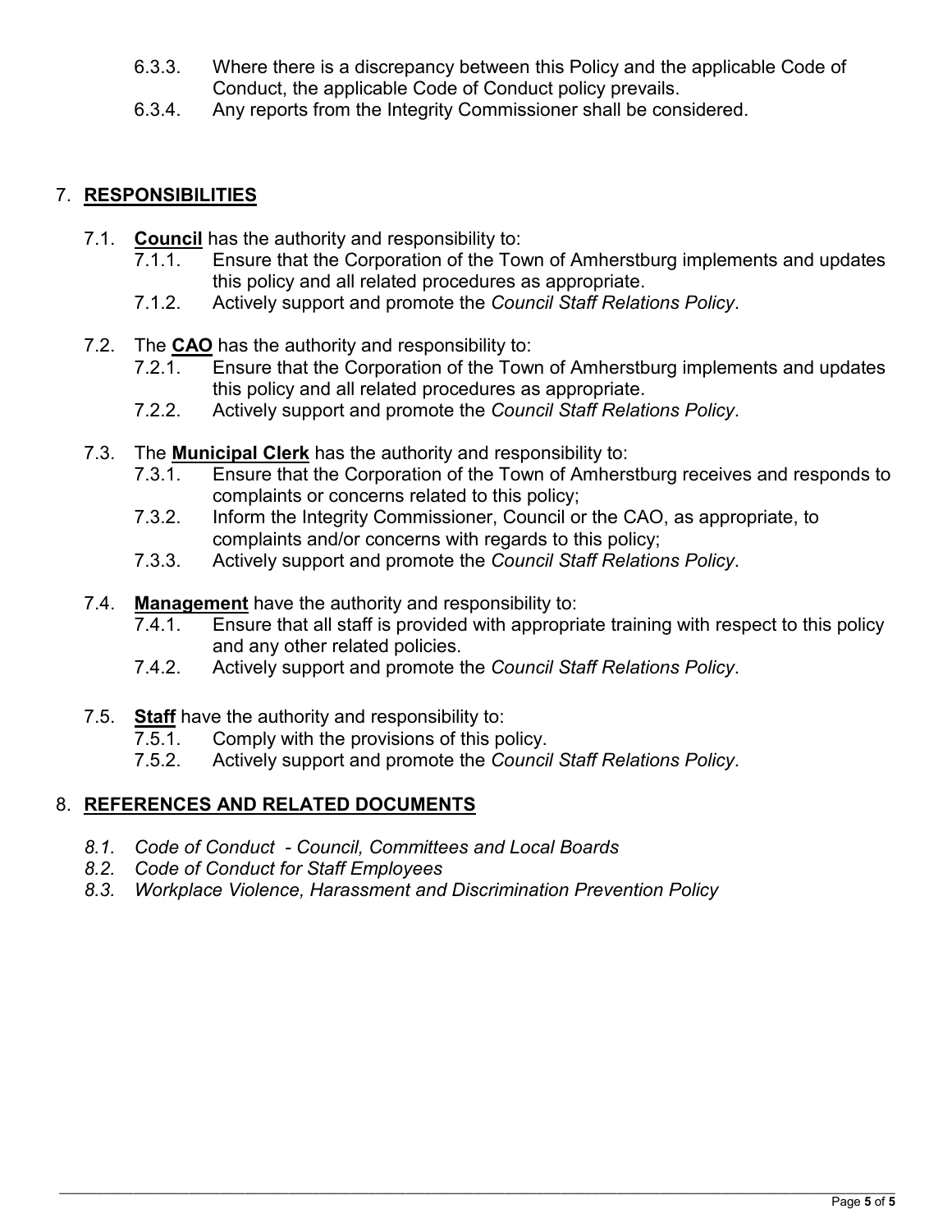6.3.3. Where there is a discrepancy between this Policy and the applicable Code of Conduct, the applicable Code of Conduct policy prevails.

6.3.4. Any reports from the Integrity Commissioner shall be considered.

## 7. RESPONSIBILITIES

7.1. **Council** has the authority and responsibility to:

7.1.1. Ensure that the Corporation of the Town of Amherstburg implements and updates this policy and all related procedures as appropriate.

7.1.2. Actively support and promote the *Council Staff Relations Policy*.

7.2. The **CAO** has the authority and responsibility to:

7.2.1. Ensure that the Corporation of the Town of Amherstburg implements and updates this policy and all related procedures as appropriate.

7.2.2. Actively support and promote the *Council Staff Relations Policy*.

7.3. The **Municipal Clerk** has the authority and responsibility to:

7.3.1. Ensure that the Corporation of the Town of Amherstburg receives and responds to complaints or concerns related to this policy;

7.3.2. Inform the Integrity Commissioner, Council or the CAO, as appropriate, to complaints and/or concerns with regards to this policy;

7.3.3. Actively support and promote the *Council Staff Relations Policy*.

7.4. **Management** have the authority and responsibility to:

7.4.1. Ensure that all staff is provided with appropriate training with respect to this policy and any other related policies.

7.4.2. Actively support and promote the *Council Staff Relations Policy*.

7.5. **Staff** have the authority and responsibility to:

7.5.1. Comply with the provisions of this policy.

7.5.2. Actively support and promote the *Council Staff Relations Policy*.

## 8. REFERENCES AND RELATED DOCUMENTS

*8.1. Code of Conduct - Council, Committees and Local Boards*

*8.2. Code of Conduct for Staff Employees*

*8.3. Workplace Violence, Harassment and Discrimination Prevention Policy*